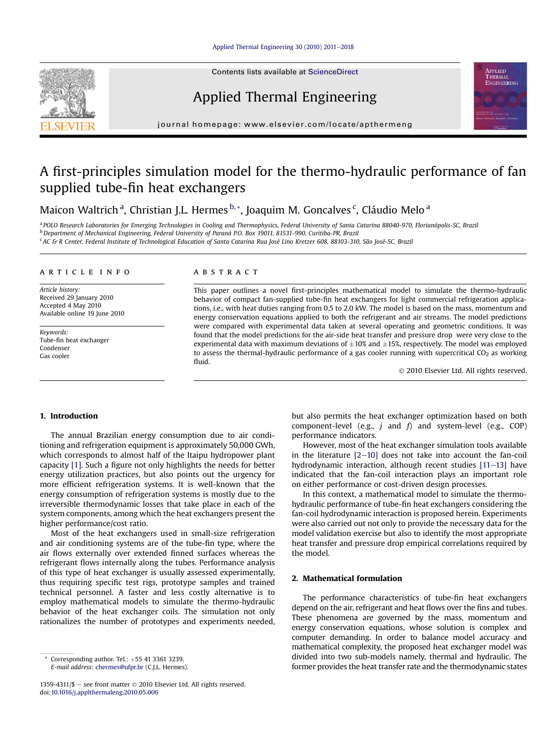Contents lists available at ScienceDirect

# Applied Thermal Engineering

journal homepage: www.elsevier.com/locate/apthermeng

# A first-principles simulation model for the thermo-hydraulic performance of fan supplied tube-fin heat exchangers

Maicon Waltrich [a], Christian J.L. Hermes [b,*], Joaquim M. Goncalves [c], Cláudio Melo [a]

[a] POLO Research Laboratories for Emerging Technologies in Cooling and Thermophysics, Federal University of Santa Catarina 88040-970, Florianópolis-SC, Brazil
[b] Department of Mechanical Engineering, Federal University of Paraná P.O. Box 19011, 81531-990, Curitiba-PR, Brazil
[c] AC & R Center, Federal Institute of Technological Education of Santa Catarina Rua José Lino Kretzer 608, 88103-310, São José-SC, Brazil

**ARTICLE INFO**

*Article history:*
Received 29 January 2010
Accepted 4 May 2010
Available online 19 June 2010

*Keywords:*
Tube-fin heat exchanger
Condenser
Gas cooler

**ABSTRACT**

This paper outlines a novel first-principles mathematical model to simulate the thermo-hydraulic behavior of compact fan-supplied tube-fin heat exchangers for light commercial refrigeration applications, i.e., with heat duties ranging from 0.5 to 2.0 kW. The model is based on the mass, momentum and energy conservation equations applied to both the refrigerant and air streams. The model predictions were compared with experimental data taken at several operating and geometric conditions. It was found that the model predictions for the air-side heat transfer and pressure drop were very close to the experimental data with maximum deviations of ±10% and ±15%, respectively. The model was employed to assess the thermal-hydraulic performance of a gas cooler running with supercritical $CO_2$ as working fluid.

© 2010 Elsevier Ltd. All rights reserved.

## 1. Introduction

The annual Brazilian energy consumption due to air conditioning and refrigeration equipment is approximately 50,000 GWh, which corresponds to almost half of the Itaipu hydropower plant capacity [1]. Such a figure not only highlights the needs for better energy utilization practices, but also points out the urgency for more efficient refrigeration systems. It is well-known that the energy consumption of refrigeration systems is mostly due to the irreversible thermodynamic losses that take place in each of the system components, among which the heat exchangers present the higher performance/cost ratio.

Most of the heat exchangers used in small-size refrigeration and air conditioning systems are of the tube-fin type, where the air flows externally over extended finned surfaces whereas the refrigerant flows internally along the tubes. Performance analysis of this type of heat exchanger is usually assessed experimentally, thus requiring specific test rigs, prototype samples and trained technical personnel. A faster and less costly alternative is to employ mathematical models to simulate the thermo-hydraulic behavior of the heat exchanger coils. The simulation not only rationalizes the number of prototypes and experiments needed, but also permits the heat exchanger optimization based on both component-level (e.g., $j$ and $f$) and system-level (e.g., COP) performance indicators.

However, most of the heat exchanger simulation tools available in the literature [2–10] does not take into account the fan-coil hydrodynamic interaction, although recent studies [11–13] have indicated that the fan-coil interaction plays an important role on either performance or cost-driven design processes.

In this context, a mathematical model to simulate the thermo-hydraulic performance of tube-fin heat exchangers considering the fan-coil hydrodynamic interaction is proposed herein. Experiments were also carried out not only to provide the necessary data for the model validation exercise but also to identify the most appropriate heat transfer and pressure drop empirical correlations required by the model.

## 2. Mathematical formulation

The performance characteristics of tube-fin heat exchangers depend on the air, refrigerant and heat flows over the fins and tubes. These phenomena are governed by the mass, momentum and energy conservation equations, whose solution is complex and computer demanding. In order to balance model accuracy and mathematical complexity, the proposed heat exchanger model was divided into two sub-models namely, thermal and hydraulic. The former provides the heat transfer rate and the thermodynamic states

\* Corresponding author. Tel.: +55 41 3361 3239.
*E-mail address:* chermes@ufpr.br (C.J.L. Hermes).

1359-4311/$ – see front matter © 2010 Elsevier Ltd. All rights reserved.
doi:10.1016/j.applthermaleng.2010.05.006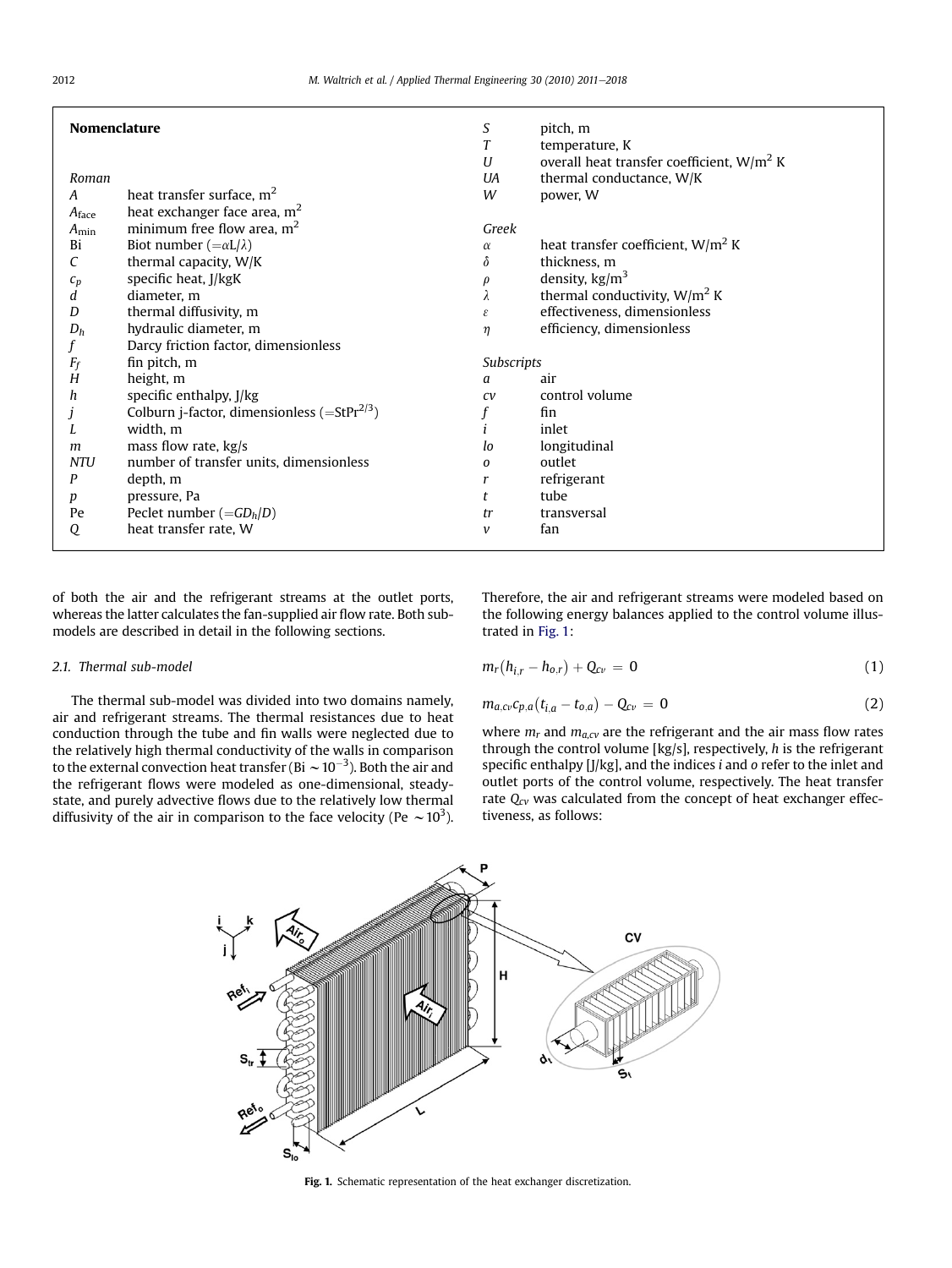## Nomenclature

*Roman*

| | |
|---|---|
| $A$ | heat transfer surface, m$^2$ |
| $A_{face}$ | heat exchanger face area, m$^2$ |
| $A_{min}$ | minimum free flow area, m$^2$ |
| Bi | Biot number ($=\alpha L/\lambda$) |
| $C$ | thermal capacity, W/K |
| $c_p$ | specific heat, J/kgK |
| $d$ | diameter, m |
| $D$ | thermal diffusivity, m |
| $D_h$ | hydraulic diameter, m |
| $f$ | Darcy friction factor, dimensionless |
| $F_f$ | fin pitch, m |
| $H$ | height, m |
| $h$ | specific enthalpy, J/kg |
| $j$ | Colburn j-factor, dimensionless ($=\text{StPr}^{2/3}$) |
| $L$ | width, m |
| $m$ | mass flow rate, kg/s |
| $NTU$ | number of transfer units, dimensionless |
| $P$ | depth, m |
| $p$ | pressure, Pa |
| Pe | Peclet number ($=GD_h/D$) |
| $Q$ | heat transfer rate, W |
| $S$ | pitch, m |
| $T$ | temperature, K |
| $U$ | overall heat transfer coefficient, W/m$^2$ K |
| $UA$ | thermal conductance, W/K |
| $W$ | power, W |

*Greek*

| | |
|---|---|
| $\alpha$ | heat transfer coefficient, W/m$^2$ K |
| $\delta$ | thickness, m |
| $\rho$ | density, kg/m$^3$ |
| $\lambda$ | thermal conductivity, W/m$^2$ K |
| $\varepsilon$ | effectiveness, dimensionless |
| $\eta$ | efficiency, dimensionless |

*Subscripts*

| | |
|---|---|
| $a$ | air |
| $cv$ | control volume |
| $f$ | fin |
| $i$ | inlet |
| $lo$ | longitudinal |
| $o$ | outlet |
| $r$ | refrigerant |
| $t$ | tube |
| $tr$ | transversal |
| $v$ | fan |

of both the air and the refrigerant streams at the outlet ports, whereas the latter calculates the fan-supplied air flow rate. Both sub-models are described in detail in the following sections.

### 2.1. Thermal sub-model

The thermal sub-model was divided into two domains namely, air and refrigerant streams. The thermal resistances due to heat conduction through the tube and fin walls were neglected due to the relatively high thermal conductivity of the walls in comparison to the external convection heat transfer (Bi $\sim 10^{-3}$). Both the air and the refrigerant flows were modeled as one-dimensional, steady-state, and purely advective flows due to the relatively low thermal diffusivity of the air in comparison to the face velocity (Pe $\sim 10^3$). Therefore, the air and refrigerant streams were modeled based on the following energy balances applied to the control volume illustrated in Fig. 1:

$$m_r(h_{i,r} - h_{o,r}) + Q_{cv} = 0 \tag{1}$$

$$m_{a,cv}c_{p,a}(t_{i,a} - t_{o,a}) - Q_{cv} = 0 \tag{2}$$

where $m_r$ and $m_{a,cv}$ are the refrigerant and the air mass flow rates through the control volume [kg/s], respectively, $h$ is the refrigerant specific enthalpy [J/kg], and the indices $i$ and $o$ refer to the inlet and outlet ports of the control volume, respectively. The heat transfer rate $Q_{cv}$ was calculated from the concept of heat exchanger effectiveness, as follows:

**Fig. 1.** Schematic representation of the heat exchanger discretization.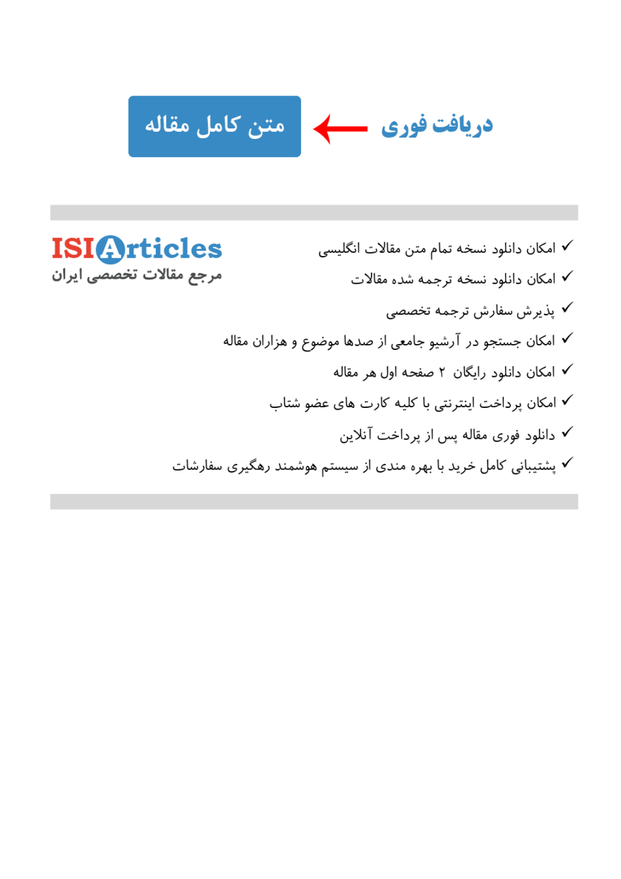دریافت فوری ← متن کامل مقاله

ISIArticles
مرجع مقالات تخصصی ایران

- ✓ امکان دانلود نسخه تمام متن مقالات انگلیسی
- ✓ امکان دانلود نسخه ترجمه شده مقالات
- ✓ پذیرش سفارش ترجمه تخصصی
- ✓ امکان جستجو در آرشیو جامعی از صدها موضوع و هزاران مقاله
- ✓ امکان دانلود رایگان ۲ صفحه اول هر مقاله
- ✓ امکان پرداخت اینترنتی با کلیه کارت های عضو شتاب
- ✓ دانلود فوری مقاله پس از پرداخت آنلاین
- ✓ پشتیبانی کامل خرید با بهره مندی از سیستم هوشمند رهگیری سفارشات